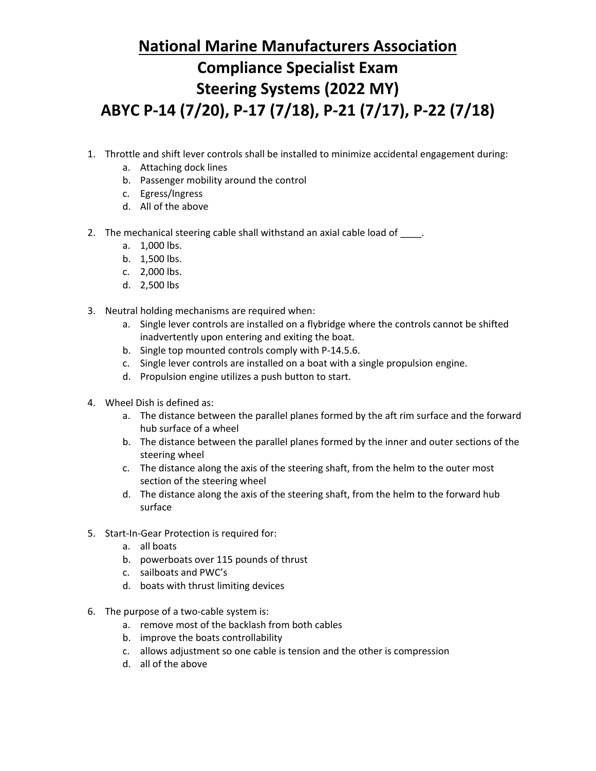# National Marine Manufacturers Association
# Compliance Specialist Exam
# Steering Systems (2022 MY)
# ABYC P-14 (7/20), P-17 (7/18), P-21 (7/17), P-22 (7/18)

1. Throttle and shift lever controls shall be installed to minimize accidental engagement during:
   a. Attaching dock lines
   b. Passenger mobility around the control
   c. Egress/Ingress
   d. All of the above

2. The mechanical steering cable shall withstand an axial cable load of ____.
   a. 1,000 lbs.
   b. 1,500 lbs.
   c. 2,000 lbs.
   d. 2,500 lbs

3. Neutral holding mechanisms are required when:
   a. Single lever controls are installed on a flybridge where the controls cannot be shifted inadvertently upon entering and exiting the boat.
   b. Single top mounted controls comply with P-14.5.6.
   c. Single lever controls are installed on a boat with a single propulsion engine.
   d. Propulsion engine utilizes a push button to start.

4. Wheel Dish is defined as:
   a. The distance between the parallel planes formed by the aft rim surface and the forward hub surface of a wheel
   b. The distance between the parallel planes formed by the inner and outer sections of the steering wheel
   c. The distance along the axis of the steering shaft, from the helm to the outer most section of the steering wheel
   d. The distance along the axis of the steering shaft, from the helm to the forward hub surface

5. Start-In-Gear Protection is required for:
   a. all boats
   b. powerboats over 115 pounds of thrust
   c. sailboats and PWC's
   d. boats with thrust limiting devices

6. The purpose of a two-cable system is:
   a. remove most of the backlash from both cables
   b. improve the boats controllability
   c. allows adjustment so one cable is tension and the other is compression
   d. all of the above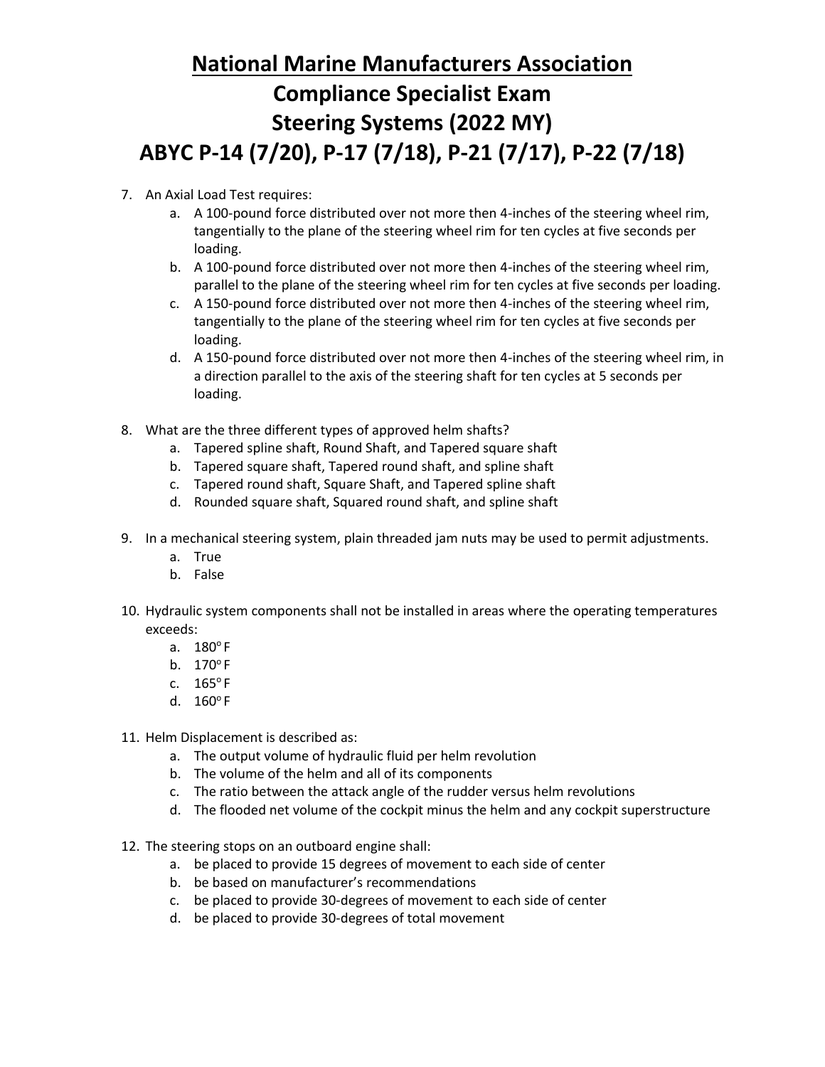# National Marine Manufacturers Association

# Compliance Specialist Exam

# Steering Systems (2022 MY)

# ABYC P-14 (7/20), P-17 (7/18), P-21 (7/17), P-22 (7/18)

7. An Axial Load Test requires:
   a. A 100-pound force distributed over not more then 4-inches of the steering wheel rim, tangentially to the plane of the steering wheel rim for ten cycles at five seconds per loading.
   b. A 100-pound force distributed over not more then 4-inches of the steering wheel rim, parallel to the plane of the steering wheel rim for ten cycles at five seconds per loading.
   c. A 150-pound force distributed over not more then 4-inches of the steering wheel rim, tangentially to the plane of the steering wheel rim for ten cycles at five seconds per loading.
   d. A 150-pound force distributed over not more then 4-inches of the steering wheel rim, in a direction parallel to the axis of the steering shaft for ten cycles at 5 seconds per loading.

8. What are the three different types of approved helm shafts?
   a. Tapered spline shaft, Round Shaft, and Tapered square shaft
   b. Tapered square shaft, Tapered round shaft, and spline shaft
   c. Tapered round shaft, Square Shaft, and Tapered spline shaft
   d. Rounded square shaft, Squared round shaft, and spline shaft

9. In a mechanical steering system, plain threaded jam nuts may be used to permit adjustments.
   a. True
   b. False

10. Hydraulic system components shall not be installed in areas where the operating temperatures exceeds:
    a. 180° F
    b. 170° F
    c. 165° F
    d. 160° F

11. Helm Displacement is described as:
    a. The output volume of hydraulic fluid per helm revolution
    b. The volume of the helm and all of its components
    c. The ratio between the attack angle of the rudder versus helm revolutions
    d. The flooded net volume of the cockpit minus the helm and any cockpit superstructure

12. The steering stops on an outboard engine shall:
    a. be placed to provide 15 degrees of movement to each side of center
    b. be based on manufacturer's recommendations
    c. be placed to provide 30-degrees of movement to each side of center
    d. be placed to provide 30-degrees of total movement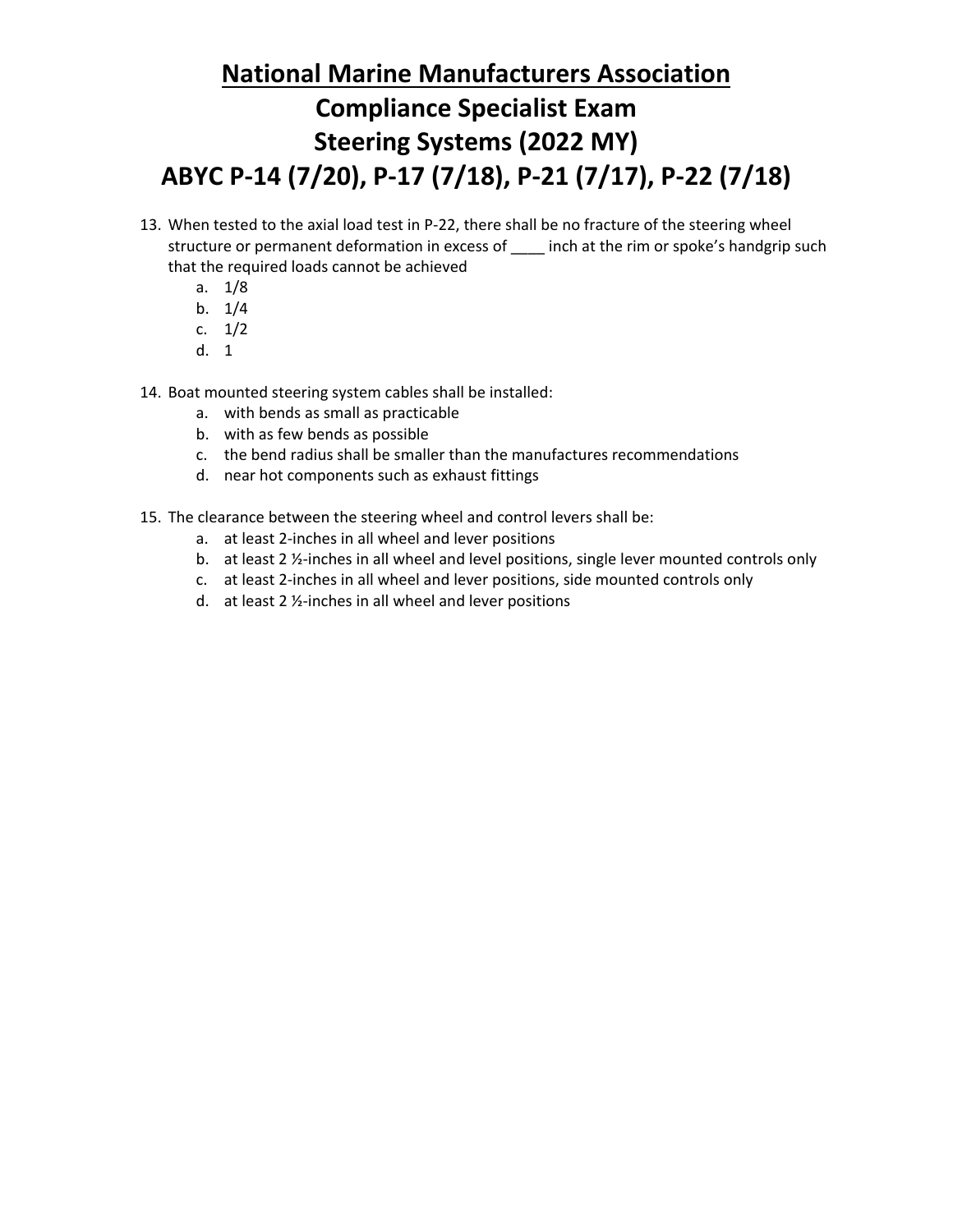# National Marine Manufacturers Association

## Compliance Specialist Exam

## Steering Systems (2022 MY)

## ABYC P-14 (7/20), P-17 (7/18), P-21 (7/17), P-22 (7/18)

13. When tested to the axial load test in P-22, there shall be no fracture of the steering wheel structure or permanent deformation in excess of ____ inch at the rim or spoke's handgrip such that the required loads cannot be achieved
    a. 1/8
    b. 1/4
    c. 1/2
    d. 1

14. Boat mounted steering system cables shall be installed:
    a. with bends as small as practicable
    b. with as few bends as possible
    c. the bend radius shall be smaller than the manufactures recommendations
    d. near hot components such as exhaust fittings

15. The clearance between the steering wheel and control levers shall be:
    a. at least 2-inches in all wheel and lever positions
    b. at least 2 ½-inches in all wheel and level positions, single lever mounted controls only
    c. at least 2-inches in all wheel and lever positions, side mounted controls only
    d. at least 2 ½-inches in all wheel and lever positions